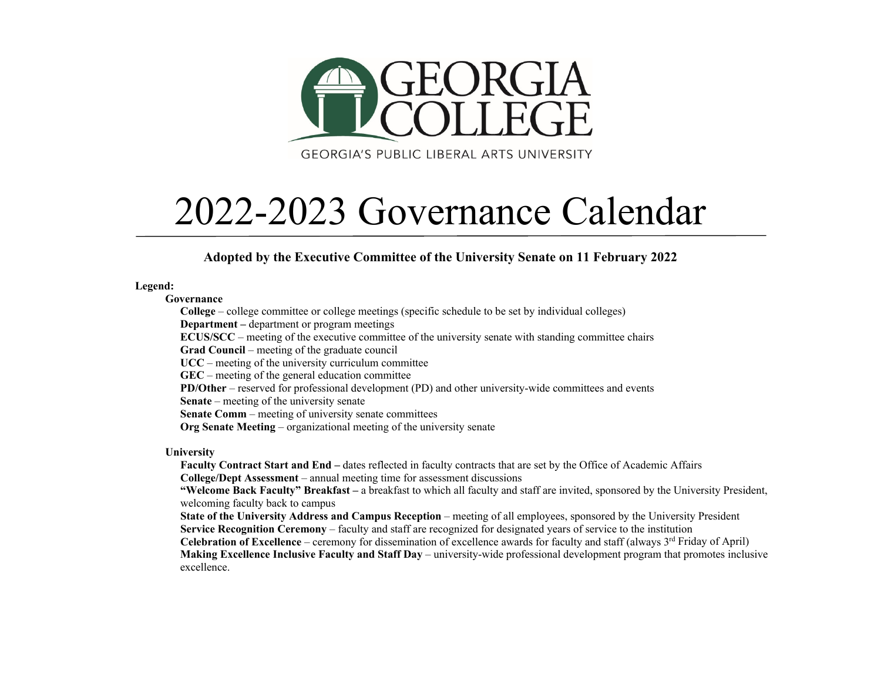GEORGIA COLLEGE

GEORGIA'S PUBLIC LIBERAL ARTS UNIVERSITY

# 2022-2023 Governance Calendar

**Adopted by the Executive Committee of the University Senate on 11 February 2022**

**Legend:**

**Governance**

- **College** – college committee or college meetings (specific schedule to be set by individual colleges)
- **Department –** department or program meetings
- **ECUS/SCC** – meeting of the executive committee of the university senate with standing committee chairs
- **Grad Council** – meeting of the graduate council
- **UCC** – meeting of the university curriculum committee
- **GEC** – meeting of the general education committee
- **PD/Other** – reserved for professional development (PD) and other university-wide committees and events
- **Senate** – meeting of the university senate
- **Senate Comm** – meeting of university senate committees
- **Org Senate Meeting** – organizational meeting of the university senate

**University**

- **Faculty Contract Start and End –** dates reflected in faculty contracts that are set by the Office of Academic Affairs
- **College/Dept Assessment** – annual meeting time for assessment discussions
- **"Welcome Back Faculty" Breakfast –** a breakfast to which all faculty and staff are invited, sponsored by the University President, welcoming faculty back to campus
- **State of the University Address and Campus Reception** – meeting of all employees, sponsored by the University President
- **Service Recognition Ceremony** – faculty and staff are recognized for designated years of service to the institution
- **Celebration of Excellence** – ceremony for dissemination of excellence awards for faculty and staff (always 3rd Friday of April)
- **Making Excellence Inclusive Faculty and Staff Day** – university-wide professional development program that promotes inclusive excellence.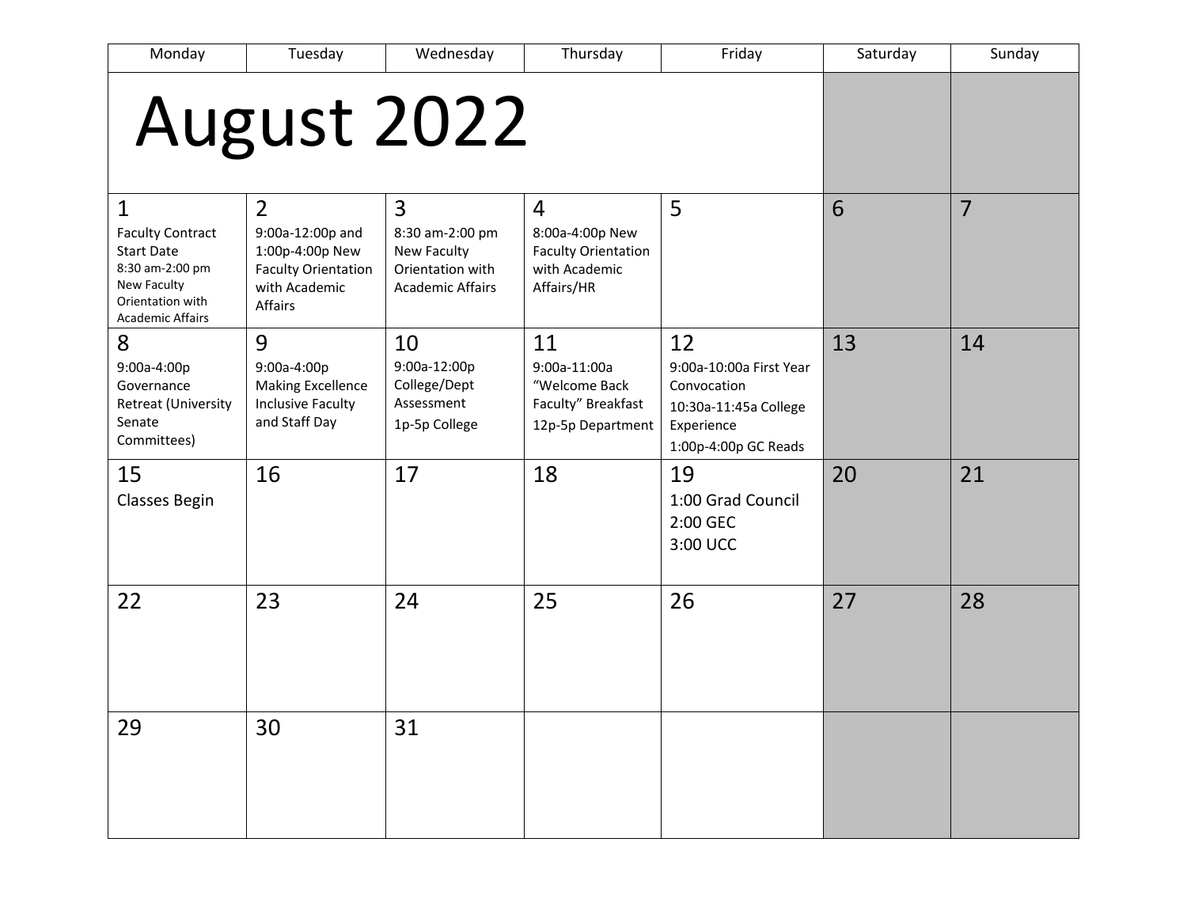# August 2022

| Monday | Tuesday | Wednesday | Thursday | Friday | Saturday | Sunday |
|---|---|---|---|---|---|---|
| 1<br>Faculty Contract Start Date<br>8:30 am-2:00 pm New Faculty Orientation with Academic Affairs | 2<br>9:00a-12:00p and 1:00p-4:00p New Faculty Orientation with Academic Affairs | 3<br>8:30 am-2:00 pm New Faculty Orientation with Academic Affairs | 4<br>8:00a-4:00p New Faculty Orientation with Academic Affairs/HR | 5 | 6 | 7 |
| 8<br>9:00a-4:00p Governance Retreat (University Senate Committees) | 9<br>9:00a-4:00p Making Excellence Inclusive Faculty and Staff Day | 10<br>9:00a-12:00p College/Dept Assessment<br>1p-5p College | 11<br>9:00a-11:00a "Welcome Back Faculty" Breakfast<br>12p-5p Department | 12<br>9:00a-10:00a First Year Convocation<br>10:30a-11:45a College Experience<br>1:00p-4:00p GC Reads | 13 | 14 |
| 15<br>Classes Begin | 16 | 17 | 18 | 19<br>1:00 Grad Council<br>2:00 GEC<br>3:00 UCC | 20 | 21 |
| 22 | 23 | 24 | 25 | 26 | 27 | 28 |
| 29 | 30 | 31 | | | | |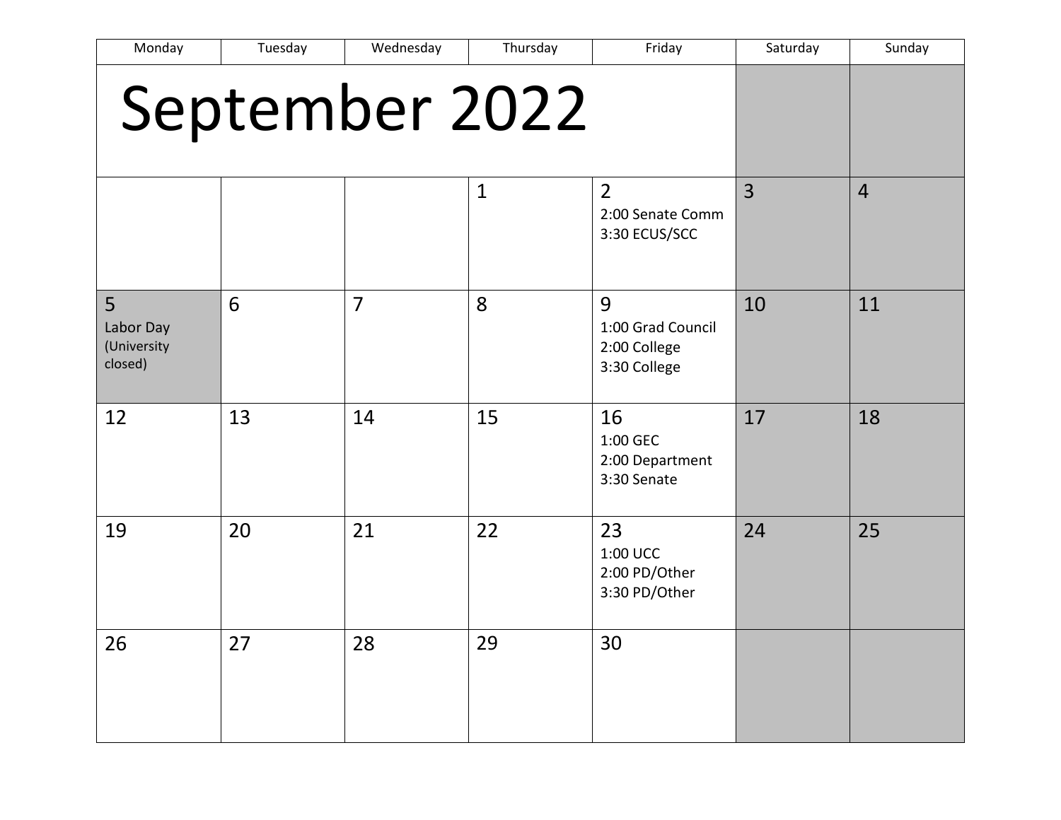# September 2022

| Monday | Tuesday | Wednesday | Thursday | Friday | Saturday | Sunday |
|---|---|---|---|---|---|---|
| | | | 1 | 2<br>2:00 Senate Comm<br>3:30 ECUS/SCC | 3 | 4 |
| 5<br>Labor Day (University closed) | 6 | 7 | 8 | 9<br>1:00 Grad Council<br>2:00 College<br>3:30 College | 10 | 11 |
| 12 | 13 | 14 | 15 | 16<br>1:00 GEC<br>2:00 Department<br>3:30 Senate | 17 | 18 |
| 19 | 20 | 21 | 22 | 23<br>1:00 UCC<br>2:00 PD/Other<br>3:30 PD/Other | 24 | 25 |
| 26 | 27 | 28 | 29 | 30 | | |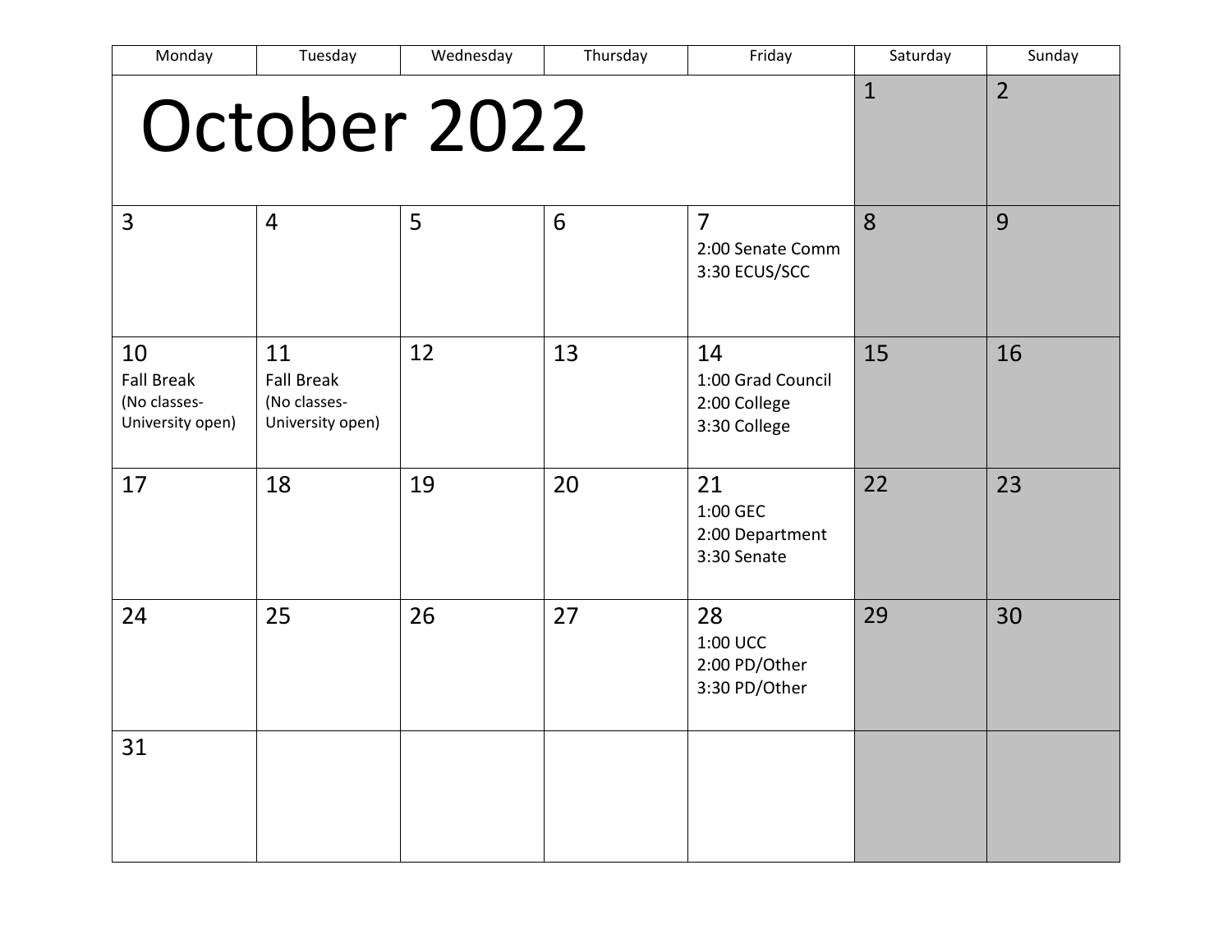# October 2022

| Monday | Tuesday | Wednesday | Thursday | Friday | Saturday | Sunday |
|---|---|---|---|---|---|---|
| | | | | | 1 | 2 |
| 3 | 4 | 5 | 6 | 7<br>2:00 Senate Comm<br>3:30 ECUS/SCC | 8 | 9 |
| 10<br>Fall Break<br>(No classes-University open) | 11<br>Fall Break<br>(No classes-University open) | 12 | 13 | 14<br>1:00 Grad Council<br>2:00 College<br>3:30 College | 15 | 16 |
| 17 | 18 | 19 | 20 | 21<br>1:00 GEC<br>2:00 Department<br>3:30 Senate | 22 | 23 |
| 24 | 25 | 26 | 27 | 28<br>1:00 UCC<br>2:00 PD/Other<br>3:30 PD/Other | 29 | 30 |
| 31 | | | | | | |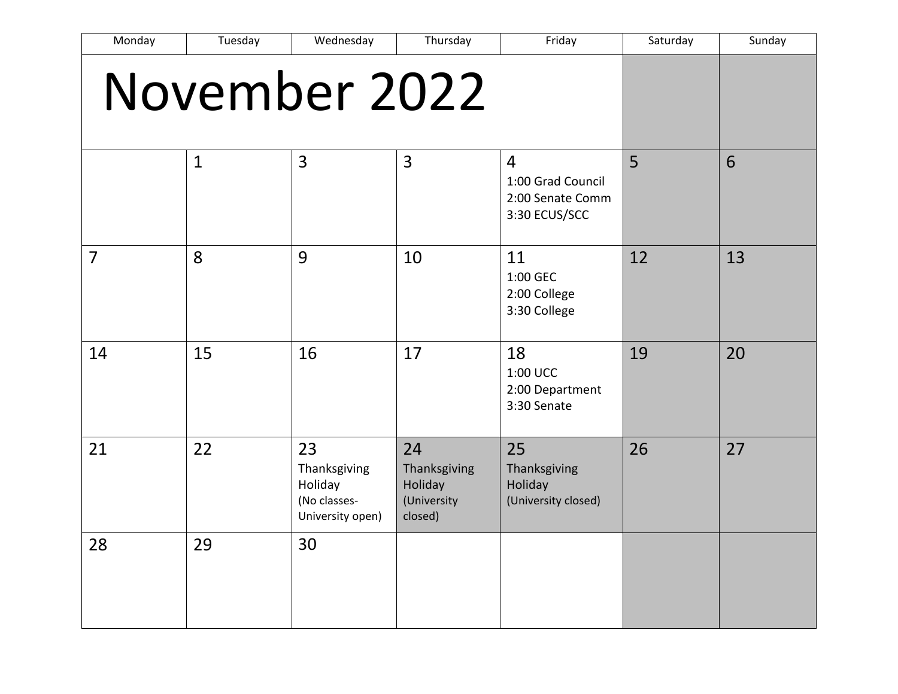| Monday | Tuesday | Wednesday | Thursday | Friday | Saturday | Sunday |
|---|---|---|---|---|---|---|
| November 2022 | | | | | | |
| | 1 | 3 | 3 | 4<br>1:00 Grad Council<br>2:00 Senate Comm<br>3:30 ECUS/SCC | 5 | 6 |
| 7 | 8 | 9 | 10 | 11<br>1:00 GEC<br>2:00 College<br>3:30 College | 12 | 13 |
| 14 | 15 | 16 | 17 | 18<br>1:00 UCC<br>2:00 Department<br>3:30 Senate | 19 | 20 |
| 21 | 22 | 23<br>Thanksgiving Holiday<br>(No classes-University open) | 24<br>Thanksgiving Holiday<br>(University closed) | 25<br>Thanksgiving Holiday<br>(University closed) | 26 | 27 |
| 28 | 29 | 30 | | | | |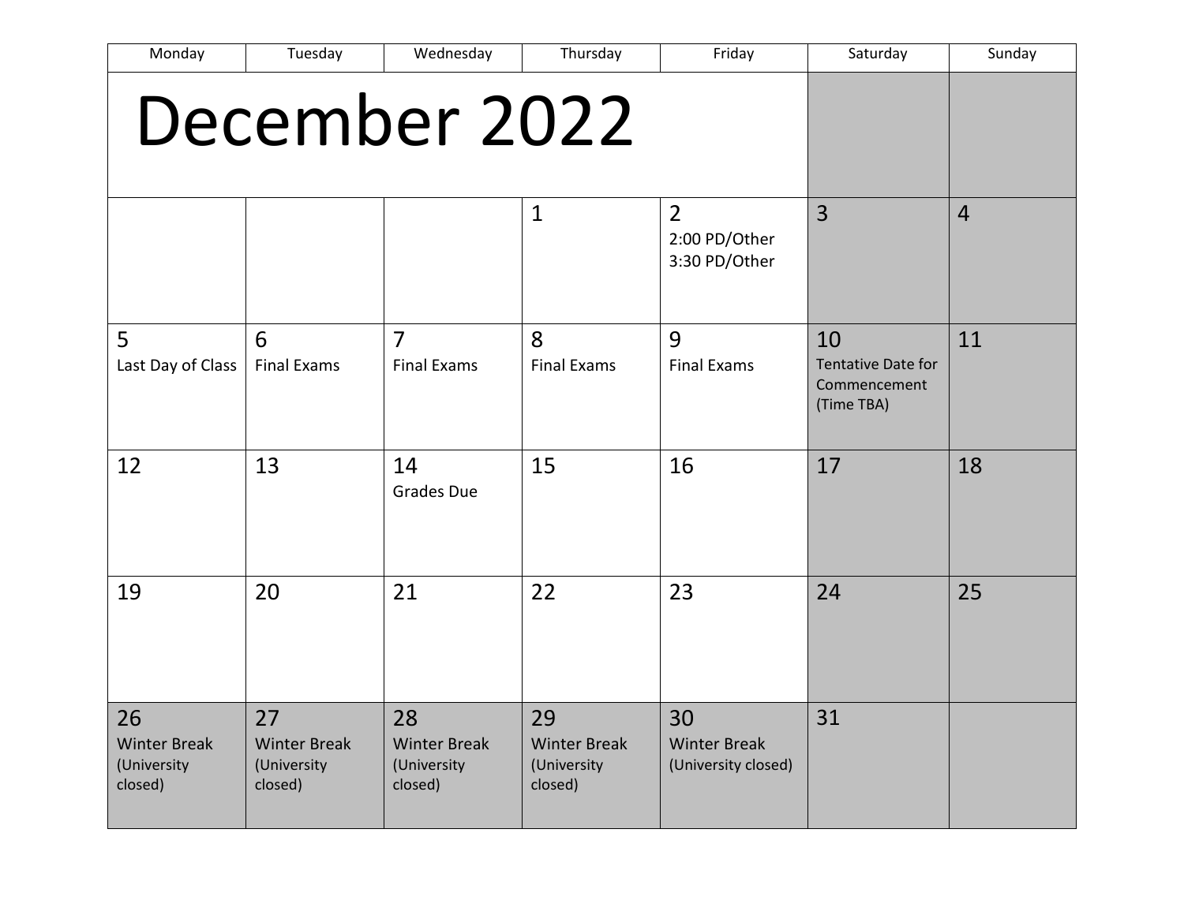# December 2022

| Monday | Tuesday | Wednesday | Thursday | Friday | Saturday | Sunday |
|---|---|---|---|---|---|---|
| | | | 1 | 2<br>2:00 PD/Other<br>3:30 PD/Other | 3 | 4 |
| 5<br>Last Day of Class | 6<br>Final Exams | 7<br>Final Exams | 8<br>Final Exams | 9<br>Final Exams | 10<br>Tentative Date for Commencement (Time TBA) | 11 |
| 12 | 13 | 14<br>Grades Due | 15 | 16 | 17 | 18 |
| 19 | 20 | 21 | 22 | 23 | 24 | 25 |
| 26<br>Winter Break (University closed) | 27<br>Winter Break (University closed) | 28<br>Winter Break (University closed) | 29<br>Winter Break (University closed) | 30<br>Winter Break (University closed) | 31 | |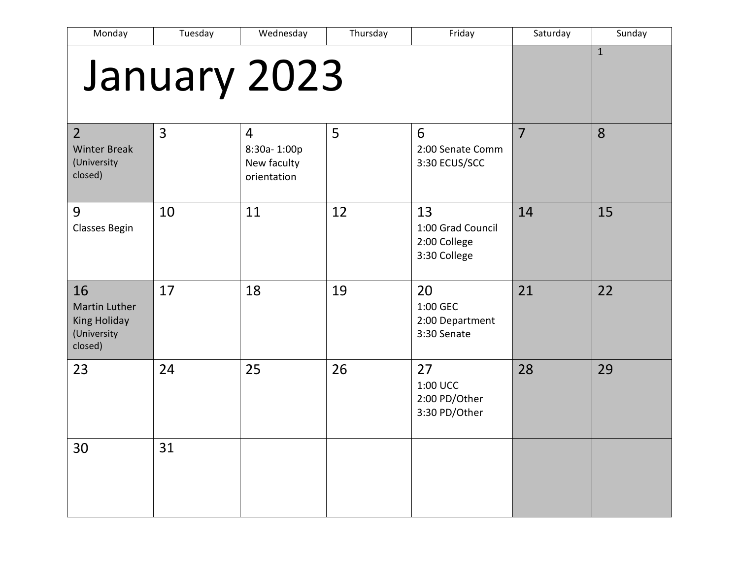# January 2023

| Monday | Tuesday | Wednesday | Thursday | Friday | Saturday | Sunday |
|---|---|---|---|---|---|---|
| | | | | | | 1 |
| 2<br>Winter Break<br>(University closed) | 3 | 4<br>8:30a- 1:00p<br>New faculty orientation | 5 | 6<br>2:00 Senate Comm<br>3:30 ECUS/SCC | 7 | 8 |
| 9<br>Classes Begin | 10 | 11 | 12 | 13<br>1:00 Grad Council<br>2:00 College<br>3:30 College | 14 | 15 |
| 16<br>Martin Luther King Holiday<br>(University closed) | 17 | 18 | 19 | 20<br>1:00 GEC<br>2:00 Department<br>3:30 Senate | 21 | 22 |
| 23 | 24 | 25 | 26 | 27<br>1:00 UCC<br>2:00 PD/Other<br>3:30 PD/Other | 28 | 29 |
| 30 | 31 | | | | | |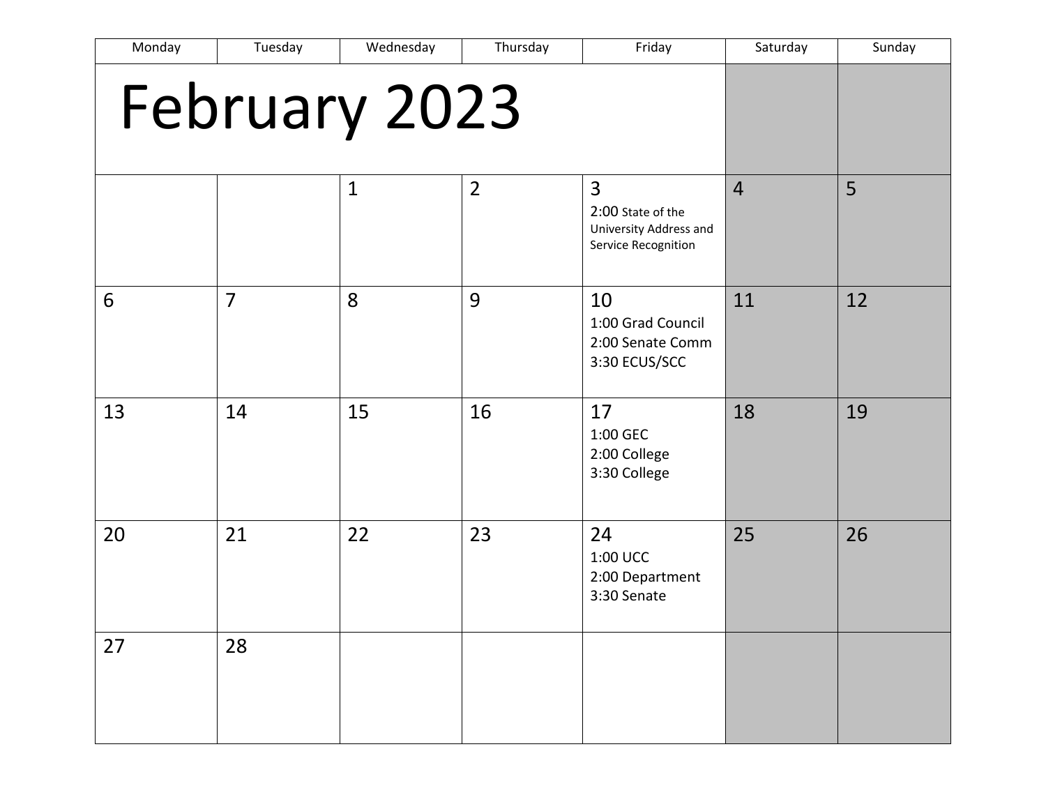# February 2023

| Monday | Tuesday | Wednesday | Thursday | Friday | Saturday | Sunday |
|---|---|---|---|---|---|---|
| | | 1 | 2 | 3<br>2:00 State of the University Address and Service Recognition | 4 | 5 |
| 6 | 7 | 8 | 9 | 10<br>1:00 Grad Council<br>2:00 Senate Comm<br>3:30 ECUS/SCC | 11 | 12 |
| 13 | 14 | 15 | 16 | 17<br>1:00 GEC<br>2:00 College<br>3:30 College | 18 | 19 |
| 20 | 21 | 22 | 23 | 24<br>1:00 UCC<br>2:00 Department<br>3:30 Senate | 25 | 26 |
| 27 | 28 | | | | | |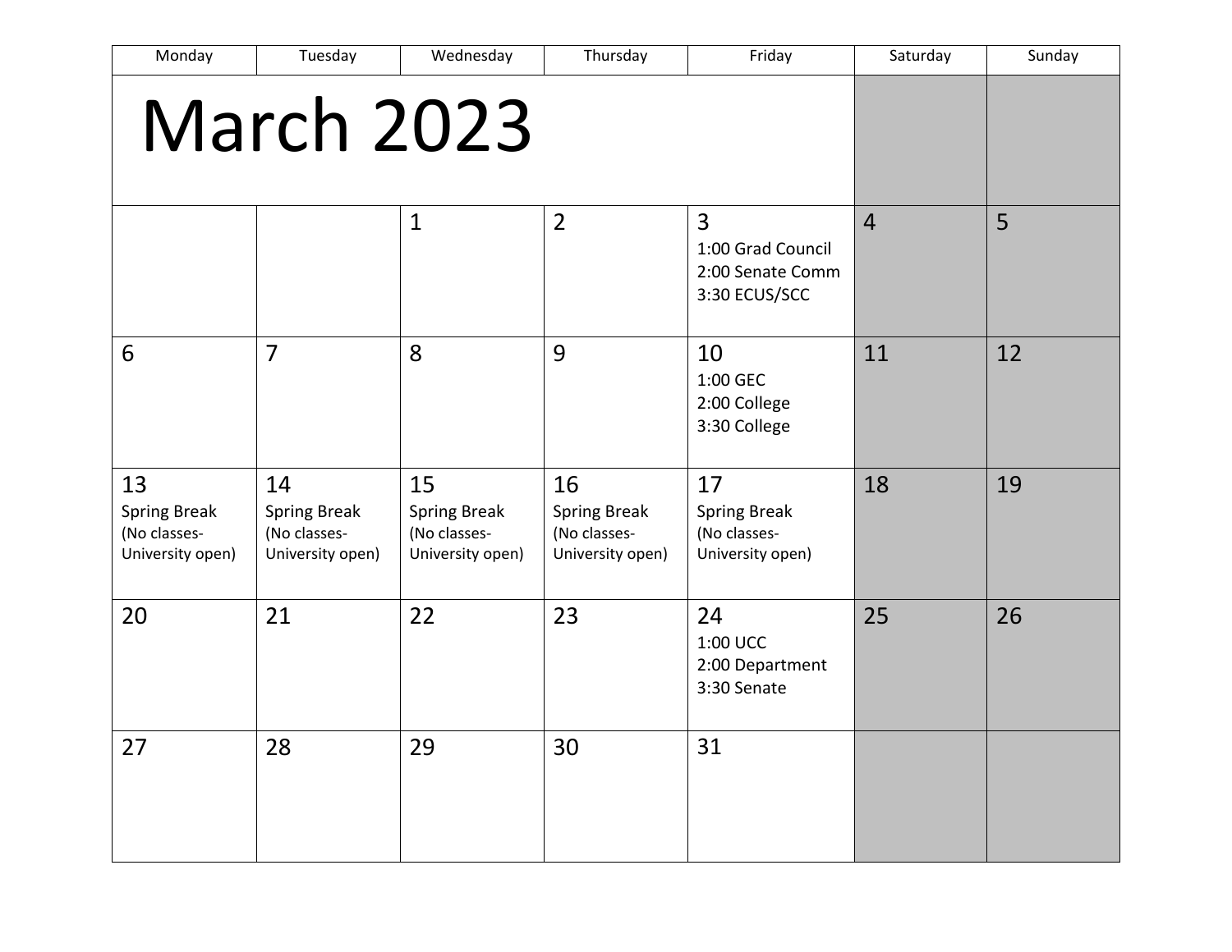# March 2023

| Monday | Tuesday | Wednesday | Thursday | Friday | Saturday | Sunday |
|---|---|---|---|---|---|---|
| | | 1 | 2 | 3<br>1:00 Grad Council<br>2:00 Senate Comm<br>3:30 ECUS/SCC | 4 | 5 |
| 6 | 7 | 8 | 9 | 10<br>1:00 GEC<br>2:00 College<br>3:30 College | 11 | 12 |
| 13<br>Spring Break<br>(No classes-University open) | 14<br>Spring Break<br>(No classes-University open) | 15<br>Spring Break<br>(No classes-University open) | 16<br>Spring Break<br>(No classes-University open) | 17<br>Spring Break<br>(No classes-University open) | 18 | 19 |
| 20 | 21 | 22 | 23 | 24<br>1:00 UCC<br>2:00 Department<br>3:30 Senate | 25 | 26 |
| 27 | 28 | 29 | 30 | 31 | | |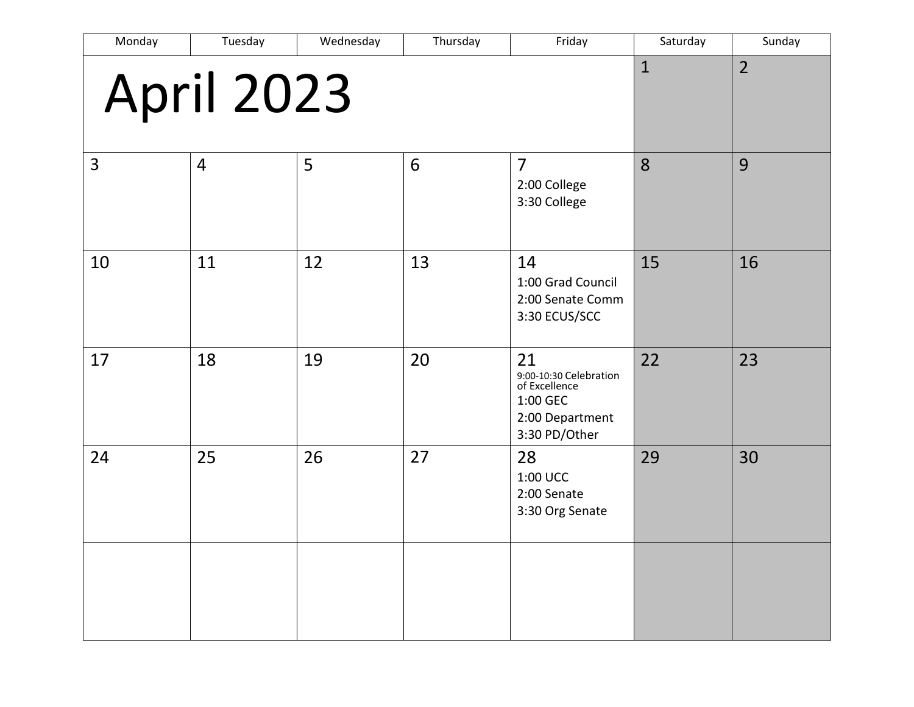# April 2023

| Monday | Tuesday | Wednesday | Thursday | Friday | Saturday | Sunday |
|---|---|---|---|---|---|---|
| | | | | | 1 | 2 |
| 3 | 4 | 5 | 6 | 7<br>2:00 College<br>3:30 College | 8 | 9 |
| 10 | 11 | 12 | 13 | 14<br>1:00 Grad Council<br>2:00 Senate Comm<br>3:30 ECUS/SCC | 15 | 16 |
| 17 | 18 | 19 | 20 | 21<br>9:00-10:30 Celebration of Excellence<br>1:00 GEC<br>2:00 Department<br>3:30 PD/Other | 22 | 23 |
| 24 | 25 | 26 | 27 | 28<br>1:00 UCC<br>2:00 Senate<br>3:30 Org Senate | 29 | 30 |
| | | | | | | |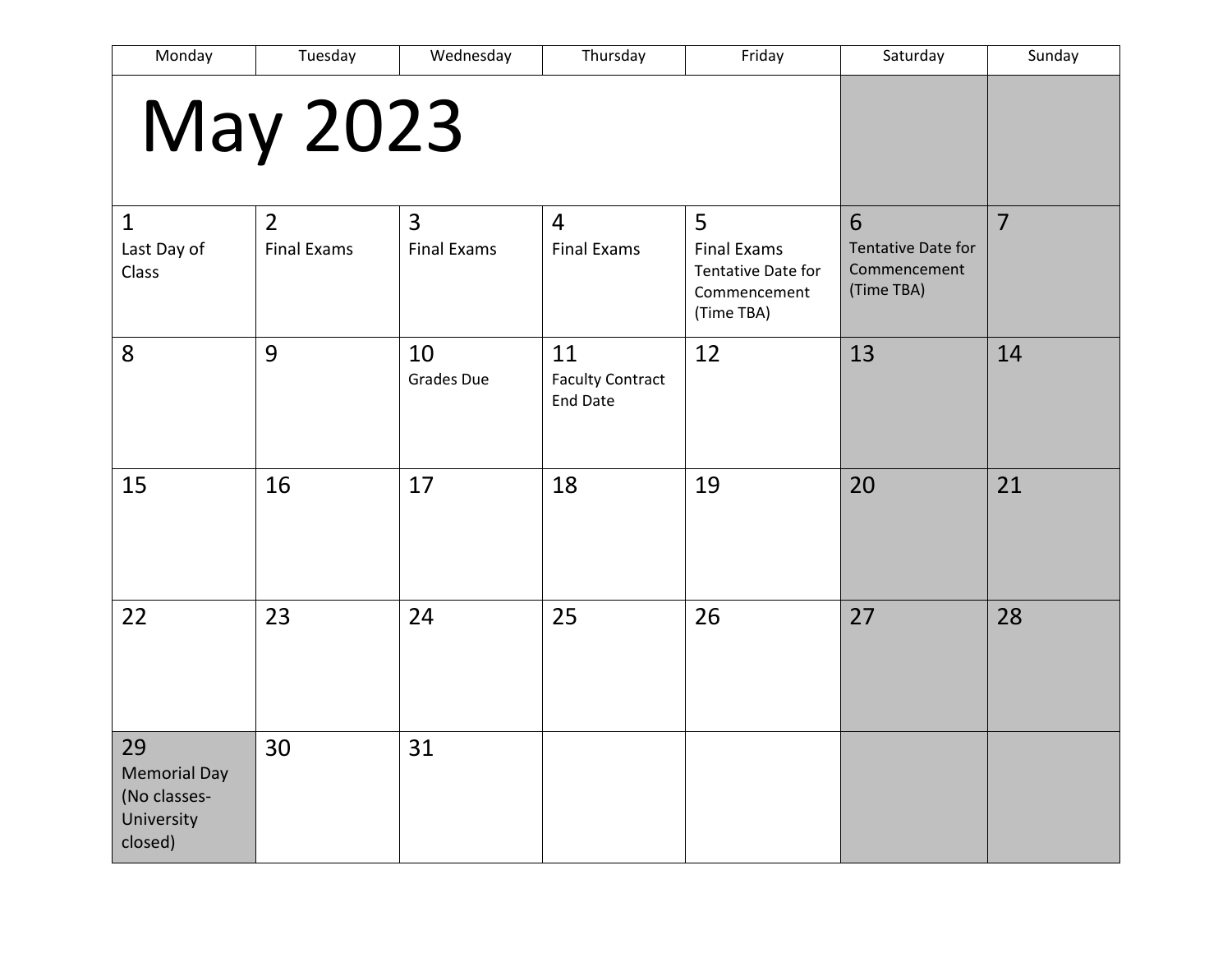# May 2023

| Monday | Tuesday | Wednesday | Thursday | Friday | Saturday | Sunday |
|---|---|---|---|---|---|---|
| 1 Last Day of Class | 2 Final Exams | 3 Final Exams | 4 Final Exams | 5 Final Exams Tentative Date for Commencement (Time TBA) | 6 Tentative Date for Commencement (Time TBA) | 7 |
| 8 | 9 | 10 Grades Due | 11 Faculty Contract End Date | 12 | 13 | 14 |
| 15 | 16 | 17 | 18 | 19 | 20 | 21 |
| 22 | 23 | 24 | 25 | 26 | 27 | 28 |
| 29 Memorial Day (No classes- University closed) | 30 | 31 | | | | |